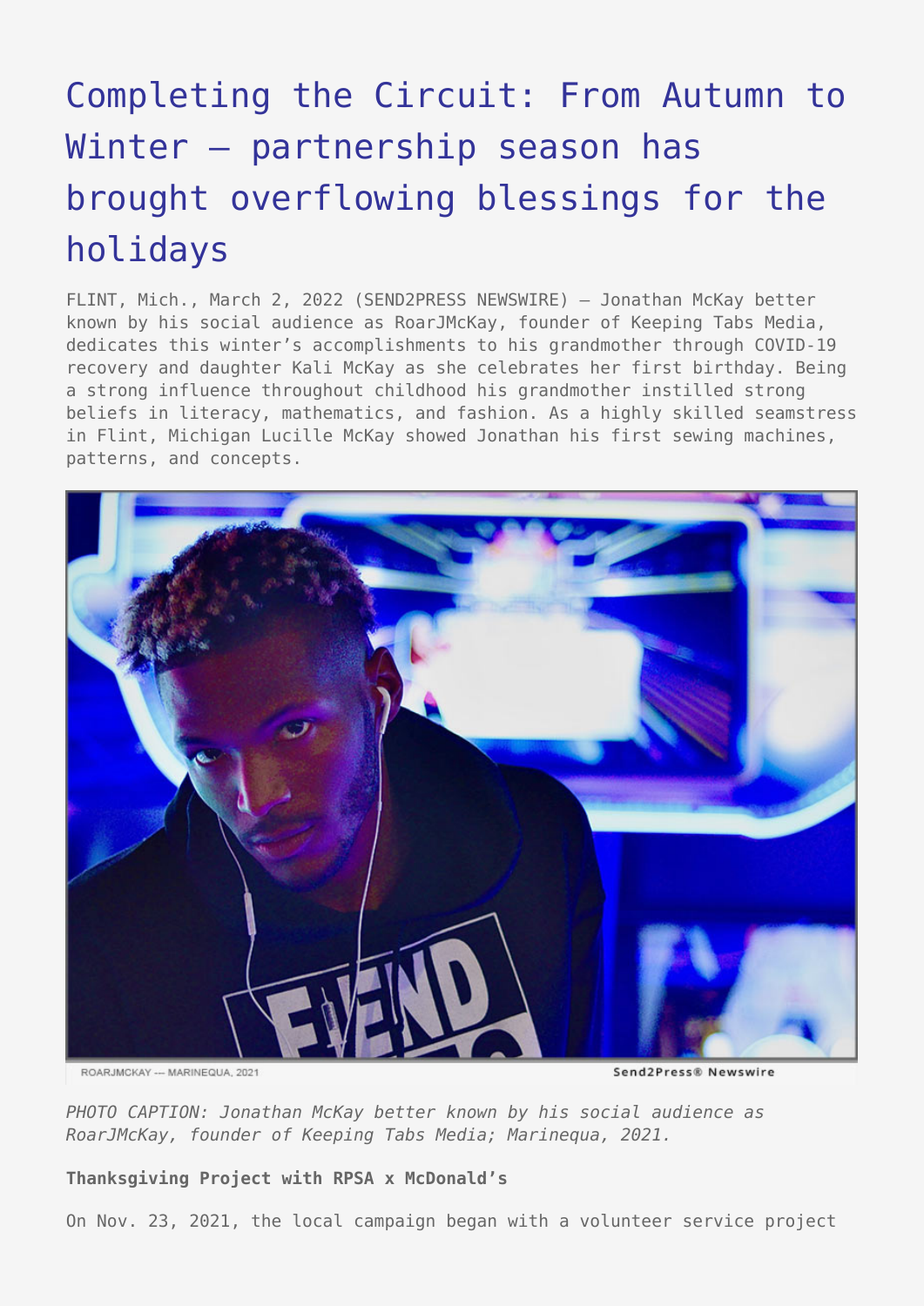# Completing the Circuit: From Autumn to Winter – partnership season has brought overflowing blessings for the holidays

FLINT, Mich., March 2, 2022 (SEND2PRESS NEWSWIRE) — Jonathan McKay better known by his social audience as RoarJMcKay, founder of Keeping Tabs Media, dedicates this winter's accomplishments to his grandmother through COVID-19 recovery and daughter Kali McKay as she celebrates her first birthday. Being a strong influence throughout childhood his grandmother instilled strong beliefs in literacy, mathematics, and fashion. As a highly skilled seamstress in Flint, Michigan Lucille McKay showed Jonathan his first sewing machines, patterns, and concepts.

*PHOTO CAPTION: Jonathan McKay better known by his social audience as RoarJMcKay, founder of Keeping Tabs Media; Marinequa, 2021.*

**Thanksgiving Project with RPSA x McDonald's**

On Nov. 23, 2021, the local campaign began with a volunteer service project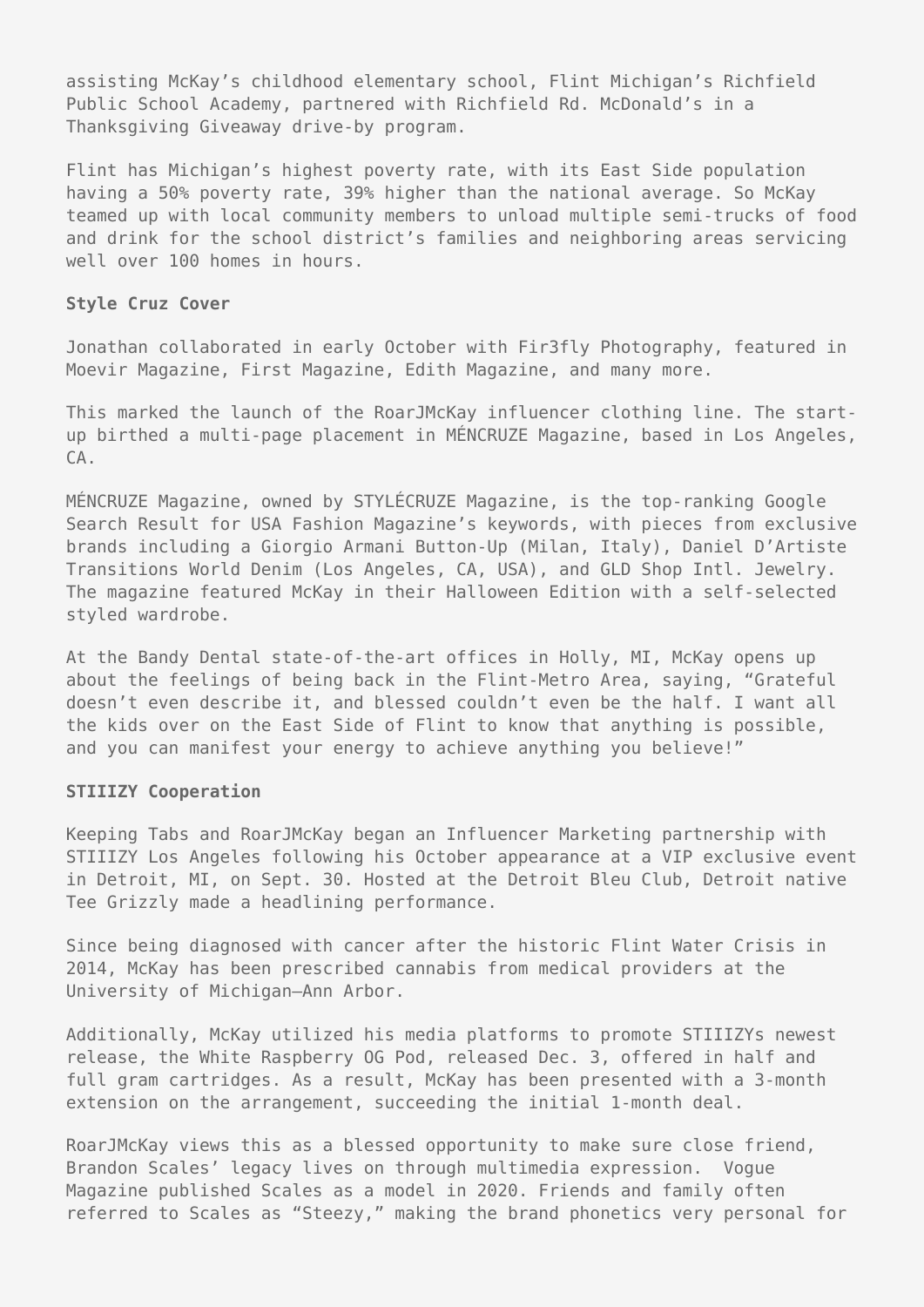assisting McKay's childhood elementary school, Flint Michigan's Richfield Public School Academy, partnered with Richfield Rd. McDonald's in a Thanksgiving Giveaway drive-by program.

Flint has Michigan's highest poverty rate, with its East Side population having a 50% poverty rate, 39% higher than the national average. So McKay teamed up with local community members to unload multiple semi-trucks of food and drink for the school district's families and neighboring areas servicing well over 100 homes in hours.

**Style Cruz Cover**

Jonathan collaborated in early October with Fir3fly Photography, featured in Moevir Magazine, First Magazine, Edith Magazine, and many more.

This marked the launch of the RoarJMcKay influencer clothing line. The start-up birthed a multi-page placement in MÉNCRUZE Magazine, based in Los Angeles, CA.

MÉNCRUZE Magazine, owned by STYLÉCRUZE Magazine, is the top-ranking Google Search Result for USA Fashion Magazine's keywords, with pieces from exclusive brands including a Giorgio Armani Button-Up (Milan, Italy), Daniel D'Artiste Transitions World Denim (Los Angeles, CA, USA), and GLD Shop Intl. Jewelry. The magazine featured McKay in their Halloween Edition with a self-selected styled wardrobe.

At the Bandy Dental state-of-the-art offices in Holly, MI, McKay opens up about the feelings of being back in the Flint-Metro Area, saying, "Grateful doesn't even describe it, and blessed couldn't even be the half. I want all the kids over on the East Side of Flint to know that anything is possible, and you can manifest your energy to achieve anything you believe!"

**STIIIZY Cooperation**

Keeping Tabs and RoarJMcKay began an Influencer Marketing partnership with STIIIZY Los Angeles following his October appearance at a VIP exclusive event in Detroit, MI, on Sept. 30. Hosted at the Detroit Bleu Club, Detroit native Tee Grizzly made a headlining performance.

Since being diagnosed with cancer after the historic Flint Water Crisis in 2014, McKay has been prescribed cannabis from medical providers at the University of Michigan–Ann Arbor.

Additionally, McKay utilized his media platforms to promote STIIIZYs newest release, the White Raspberry OG Pod, released Dec. 3, offered in half and full gram cartridges. As a result, McKay has been presented with a 3-month extension on the arrangement, succeeding the initial 1-month deal.

RoarJMcKay views this as a blessed opportunity to make sure close friend, Brandon Scales' legacy lives on through multimedia expression. Vogue Magazine published Scales as a model in 2020. Friends and family often referred to Scales as "Steezy," making the brand phonetics very personal for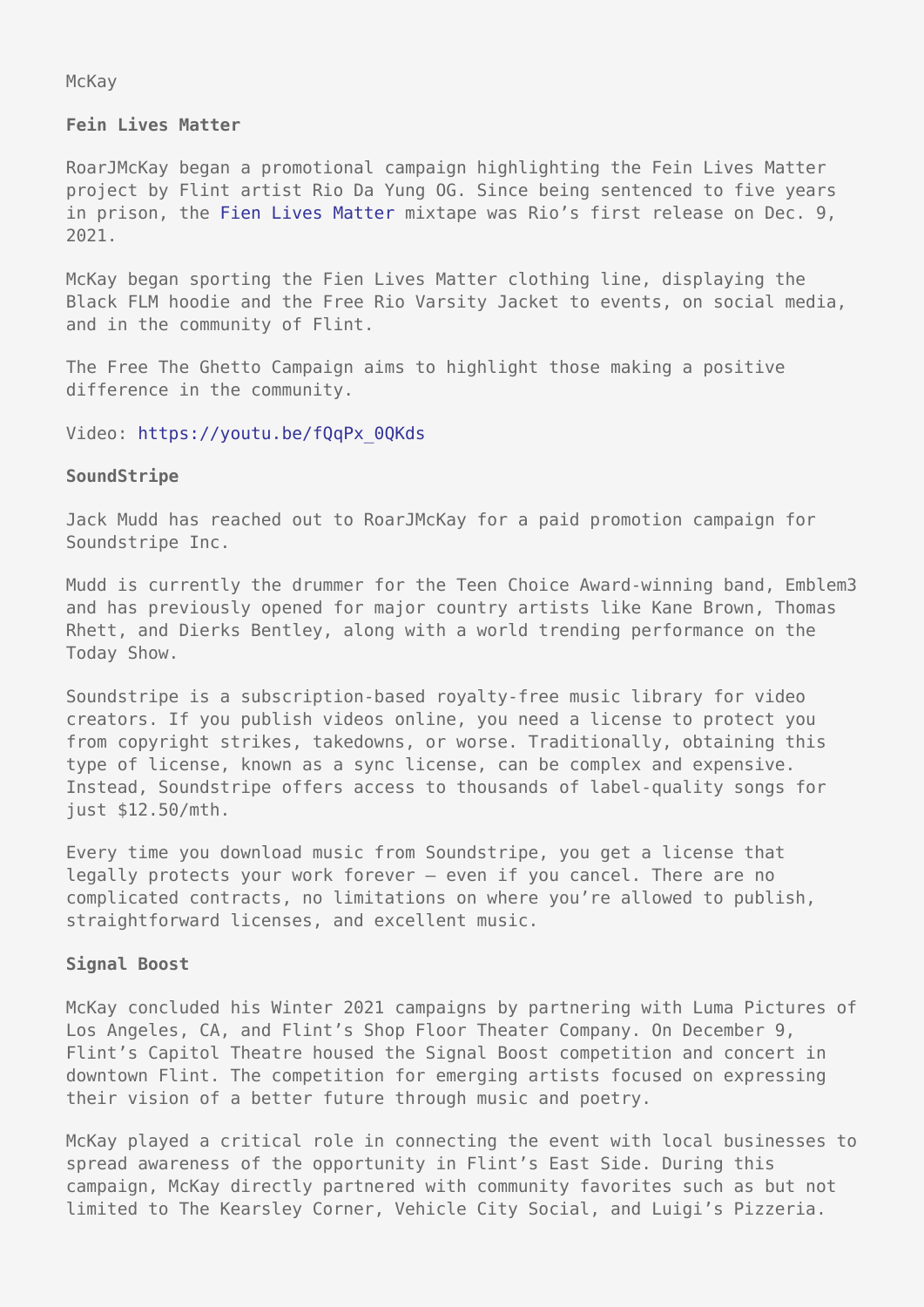McKay

**Fein Lives Matter**

RoarJMcKay began a promotional campaign highlighting the Fein Lives Matter project by Flint artist Rio Da Yung OG. Since being sentenced to five years in prison, the Fien Lives Matter mixtape was Rio's first release on Dec. 9, 2021.

McKay began sporting the Fien Lives Matter clothing line, displaying the Black FLM hoodie and the Free Rio Varsity Jacket to events, on social media, and in the community of Flint.

The Free The Ghetto Campaign aims to highlight those making a positive difference in the community.

Video: https://youtu.be/fQqPx_0QKds

**SoundStripe**

Jack Mudd has reached out to RoarJMcKay for a paid promotion campaign for Soundstripe Inc.

Mudd is currently the drummer for the Teen Choice Award-winning band, Emblem3 and has previously opened for major country artists like Kane Brown, Thomas Rhett, and Dierks Bentley, along with a world trending performance on the Today Show.

Soundstripe is a subscription-based royalty-free music library for video creators. If you publish videos online, you need a license to protect you from copyright strikes, takedowns, or worse. Traditionally, obtaining this type of license, known as a sync license, can be complex and expensive. Instead, Soundstripe offers access to thousands of label-quality songs for just $12.50/mth.

Every time you download music from Soundstripe, you get a license that legally protects your work forever — even if you cancel. There are no complicated contracts, no limitations on where you're allowed to publish, straightforward licenses, and excellent music.

**Signal Boost**

McKay concluded his Winter 2021 campaigns by partnering with Luma Pictures of Los Angeles, CA, and Flint's Shop Floor Theater Company. On December 9, Flint's Capitol Theatre housed the Signal Boost competition and concert in downtown Flint. The competition for emerging artists focused on expressing their vision of a better future through music and poetry.

McKay played a critical role in connecting the event with local businesses to spread awareness of the opportunity in Flint's East Side. During this campaign, McKay directly partnered with community favorites such as but not limited to The Kearsley Corner, Vehicle City Social, and Luigi's Pizzeria.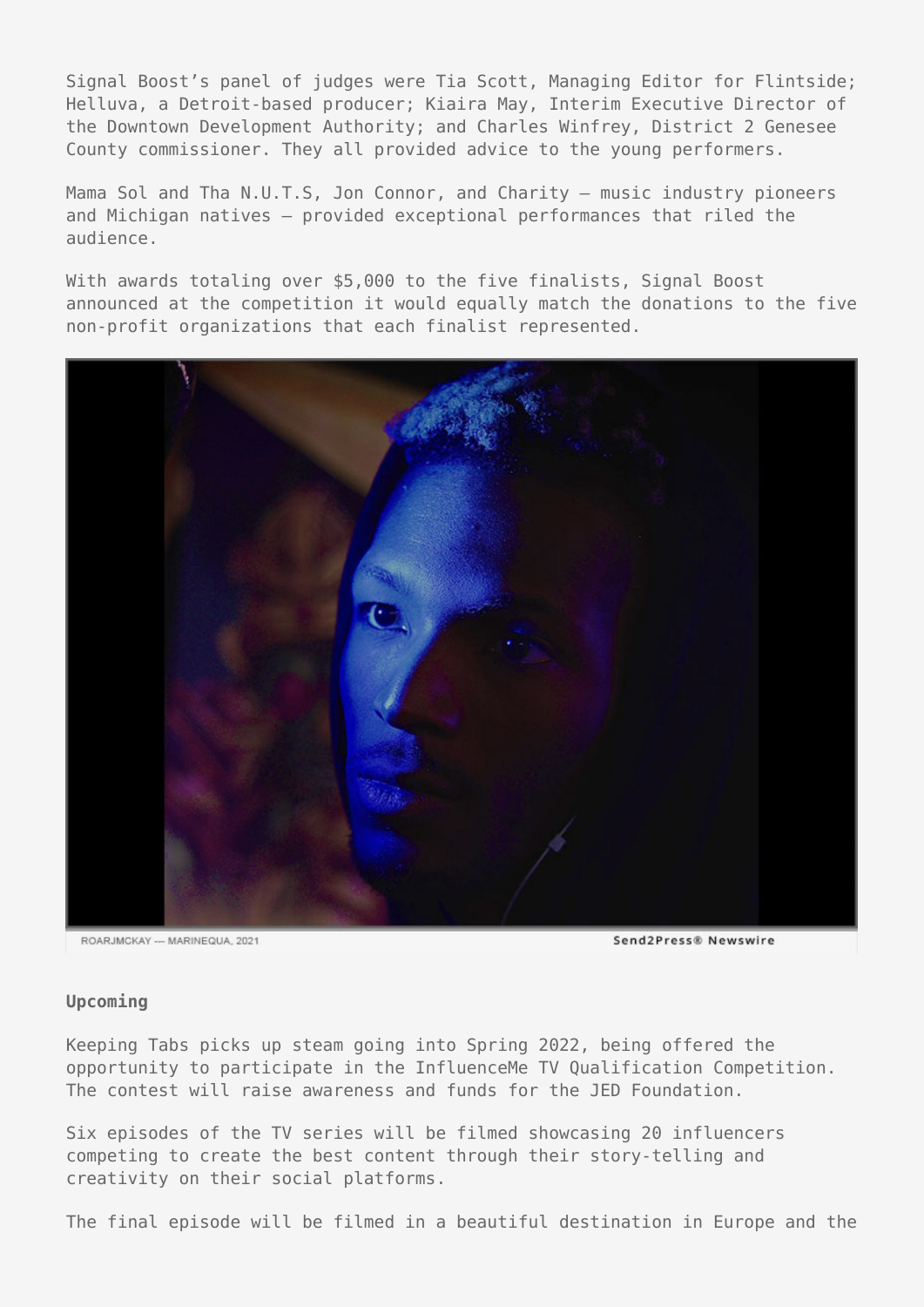Signal Boost's panel of judges were Tia Scott, Managing Editor for Flintside; Helluva, a Detroit-based producer; Kiaira May, Interim Executive Director of the Downtown Development Authority; and Charles Winfrey, District 2 Genesee County commissioner. They all provided advice to the young performers.

Mama Sol and Tha N.U.T.S, Jon Connor, and Charity – music industry pioneers and Michigan natives – provided exceptional performances that riled the audience.

With awards totaling over $5,000 to the five finalists, Signal Boost announced at the competition it would equally match the donations to the five non-profit organizations that each finalist represented.

ROARJMCKAY — MARINEQUA, 2021

Send2Press® Newswire

### Upcoming

Keeping Tabs picks up steam going into Spring 2022, being offered the opportunity to participate in the InfluenceMe TV Qualification Competition. The contest will raise awareness and funds for the JED Foundation.

Six episodes of the TV series will be filmed showcasing 20 influencers competing to create the best content through their story-telling and creativity on their social platforms.

The final episode will be filmed in a beautiful destination in Europe and the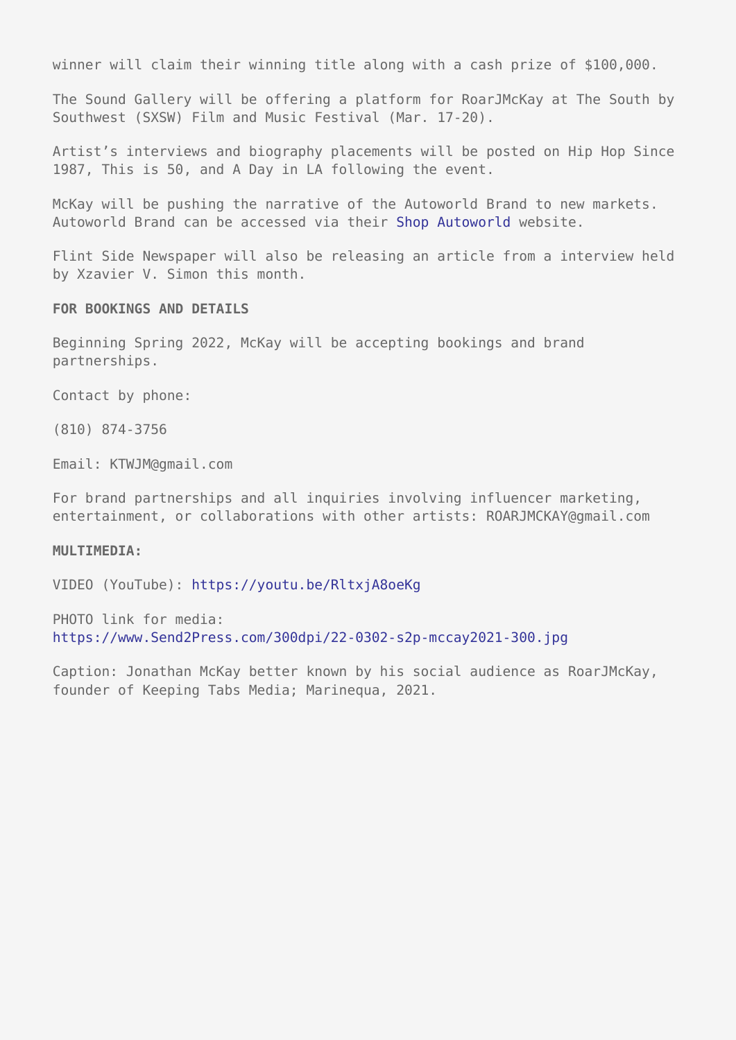winner will claim their winning title along with a cash prize of $100,000.

The Sound Gallery will be offering a platform for RoarJMcKay at The South by Southwest (SXSW) Film and Music Festival (Mar. 17-20).

Artist's interviews and biography placements will be posted on Hip Hop Since 1987, This is 50, and A Day in LA following the event.

McKay will be pushing the narrative of the Autoworld Brand to new markets. Autoworld Brand can be accessed via their Shop Autoworld website.

Flint Side Newspaper will also be releasing an article from a interview held by Xzavier V. Simon this month.

**FOR BOOKINGS AND DETAILS**

Beginning Spring 2022, McKay will be accepting bookings and brand partnerships.

Contact by phone:

(810) 874-3756

Email: KTWJM@gmail.com

For brand partnerships and all inquiries involving influencer marketing, entertainment, or collaborations with other artists: ROARJMCKAY@gmail.com

**MULTIMEDIA:**

VIDEO (YouTube): https://youtu.be/RltxjA8oeKg

PHOTO link for media: https://www.Send2Press.com/300dpi/22-0302-s2p-mccay2021-300.jpg

Caption: Jonathan McKay better known by his social audience as RoarJMcKay, founder of Keeping Tabs Media; Marinequa, 2021.